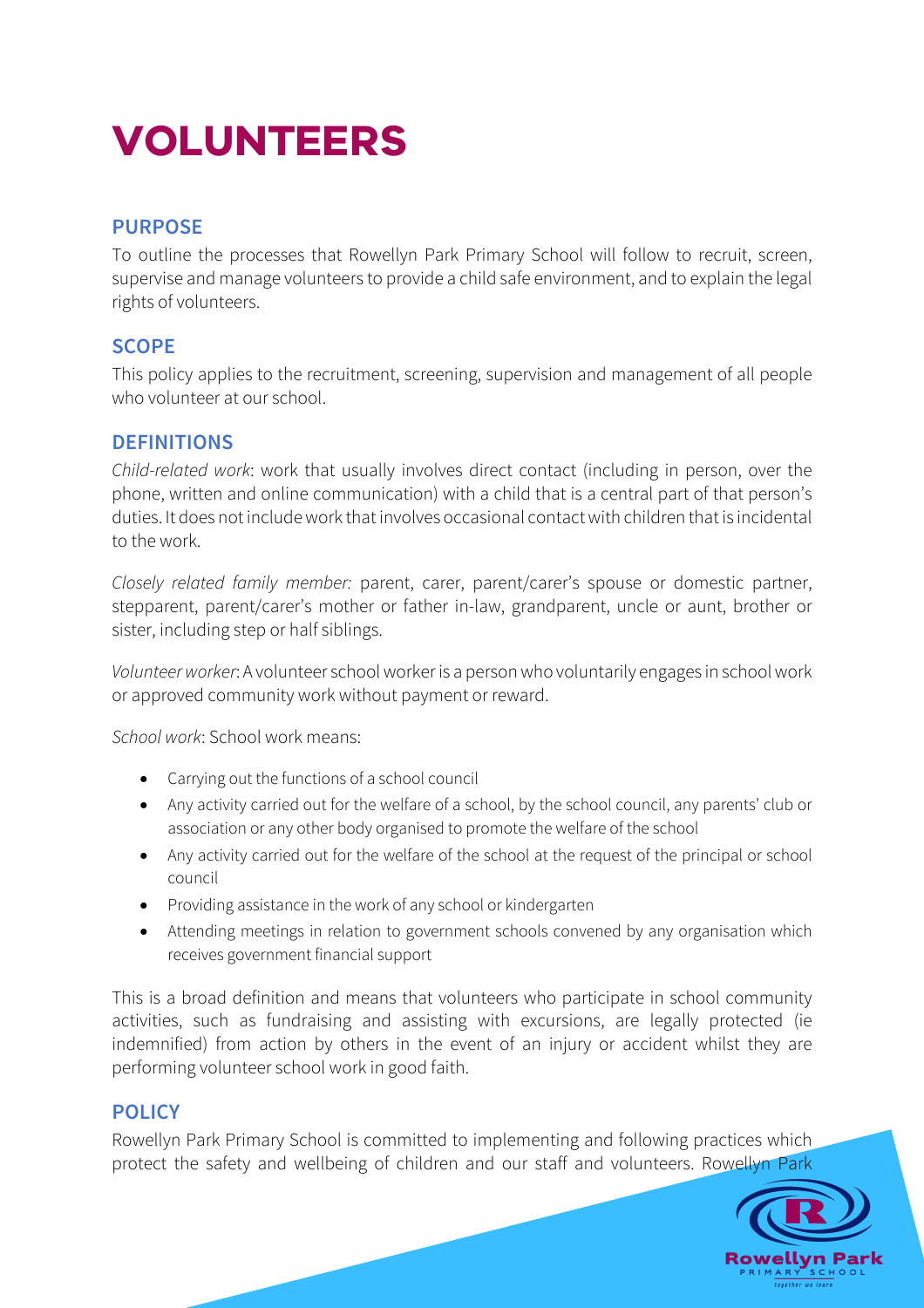# VOLUNTEERS

## PURPOSE

To outline the processes that Rowellyn Park Primary School will follow to recruit, screen, supervise and manage volunteers to provide a child safe environment, and to explain the legal rights of volunteers.

## SCOPE

This policy applies to the recruitment, screening, supervision and management of all people who volunteer at our school.

## DEFINITIONS

*Child-related work*: work that usually involves direct contact (including in person, over the phone, written and online communication) with a child that is a central part of that person's duties. It does not include work that involves occasional contact with children that is incidental to the work.

*Closely related family member:* parent, carer, parent/carer's spouse or domestic partner, stepparent, parent/carer's mother or father in-law, grandparent, uncle or aunt, brother or sister, including step or half siblings.

*Volunteer worker*: A volunteer school worker is a person who voluntarily engages in school work or approved community work without payment or reward.

*School work*: School work means:

- Carrying out the functions of a school council
- Any activity carried out for the welfare of a school, by the school council, any parents' club or association or any other body organised to promote the welfare of the school
- Any activity carried out for the welfare of the school at the request of the principal or school council
- Providing assistance in the work of any school or kindergarten
- Attending meetings in relation to government schools convened by any organisation which receives government financial support

This is a broad definition and means that volunteers who participate in school community activities, such as fundraising and assisting with excursions, are legally protected (ie indemnified) from action by others in the event of an injury or accident whilst they are performing volunteer school work in good faith.

## POLICY

Rowellyn Park Primary School is committed to implementing and following practices which protect the safety and wellbeing of children and our staff and volunteers. Rowellyn Park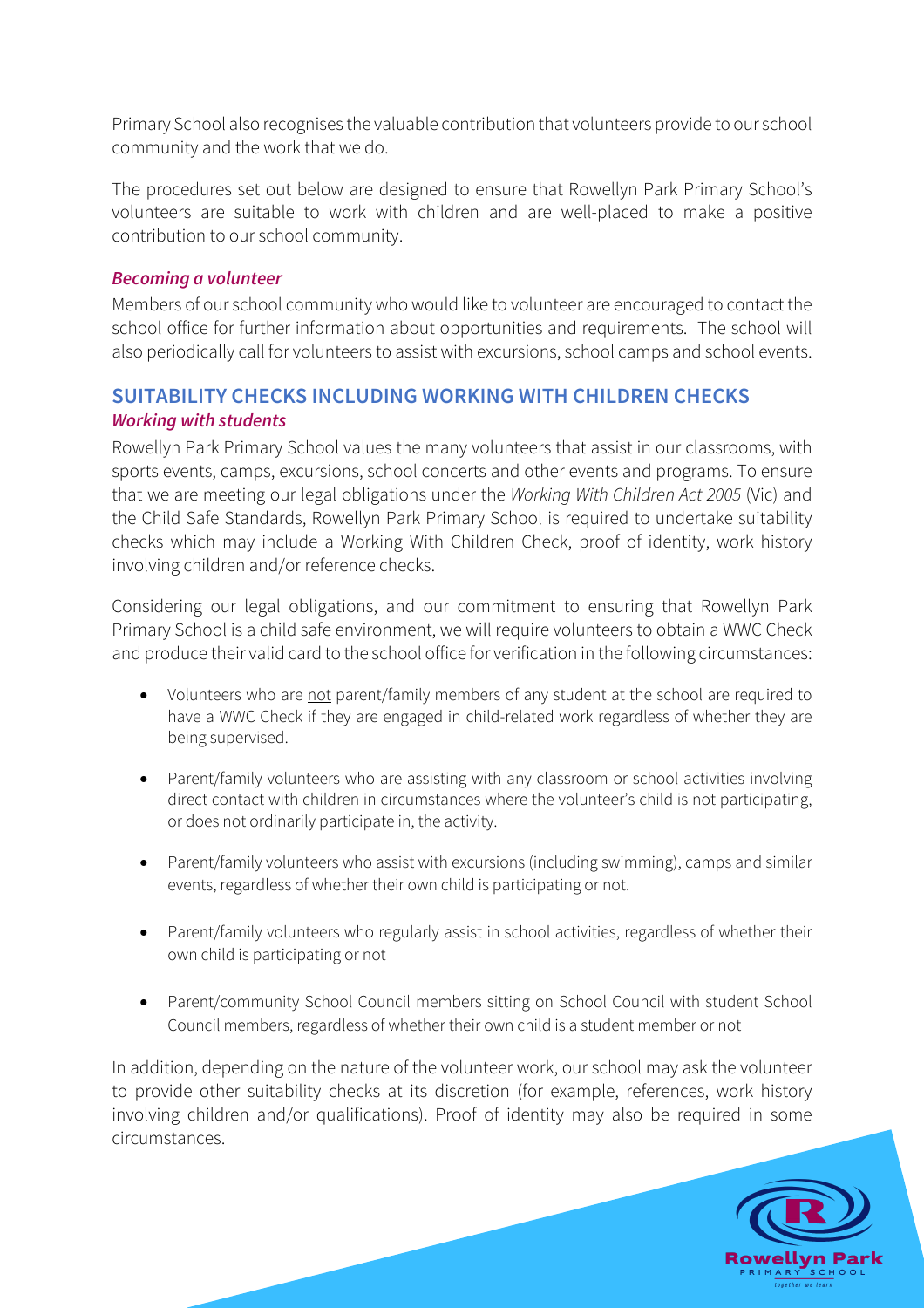Primary School also recognises the valuable contribution that volunteers provide to our school community and the work that we do.

The procedures set out below are designed to ensure that Rowellyn Park Primary School's volunteers are suitable to work with children and are well-placed to make a positive contribution to our school community.

### *Becoming a volunteer*

Members of our school community who would like to volunteer are encouraged to contact the school office for further information about opportunities and requirements. The school will also periodically call for volunteers to assist with excursions, school camps and school events.

## SUITABILITY CHECKS INCLUDING WORKING WITH CHILDREN CHECKS

### *Working with students*

Rowellyn Park Primary School values the many volunteers that assist in our classrooms, with sports events, camps, excursions, school concerts and other events and programs. To ensure that we are meeting our legal obligations under the *Working With Children Act 2005* (Vic) and the Child Safe Standards, Rowellyn Park Primary School is required to undertake suitability checks which may include a Working With Children Check, proof of identity, work history involving children and/or reference checks.

Considering our legal obligations, and our commitment to ensuring that Rowellyn Park Primary School is a child safe environment, we will require volunteers to obtain a WWC Check and produce their valid card to the school office for verification in the following circumstances:

- Volunteers who are not parent/family members of any student at the school are required to have a WWC Check if they are engaged in child-related work regardless of whether they are being supervised.
- Parent/family volunteers who are assisting with any classroom or school activities involving direct contact with children in circumstances where the volunteer's child is not participating, or does not ordinarily participate in, the activity.
- Parent/family volunteers who assist with excursions (including swimming), camps and similar events, regardless of whether their own child is participating or not.
- Parent/family volunteers who regularly assist in school activities, regardless of whether their own child is participating or not
- Parent/community School Council members sitting on School Council with student School Council members, regardless of whether their own child is a student member or not

In addition, depending on the nature of the volunteer work, our school may ask the volunteer to provide other suitability checks at its discretion (for example, references, work history involving children and/or qualifications). Proof of identity may also be required in some circumstances.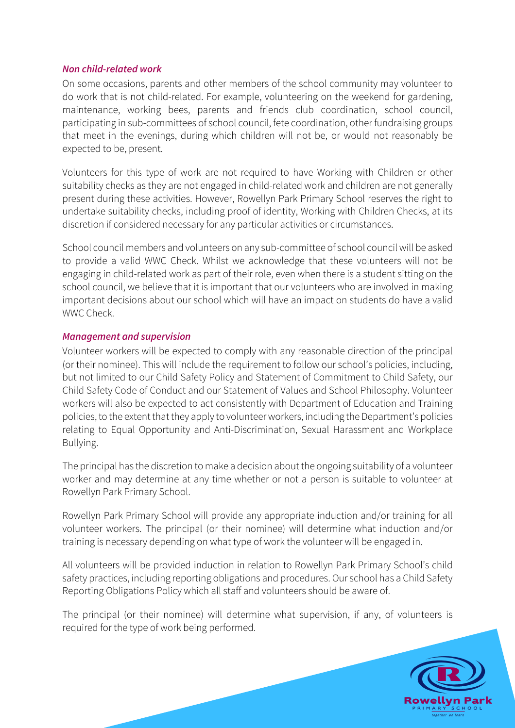### *Non child-related work*

On some occasions, parents and other members of the school community may volunteer to do work that is not child-related. For example, volunteering on the weekend for gardening, maintenance, working bees, parents and friends club coordination, school council, participating in sub-committees of school council, fete coordination, other fundraising groups that meet in the evenings, during which children will not be, or would not reasonably be expected to be, present.

Volunteers for this type of work are not required to have Working with Children or other suitability checks as they are not engaged in child-related work and children are not generally present during these activities. However, Rowellyn Park Primary School reserves the right to undertake suitability checks, including proof of identity, Working with Children Checks, at its discretion if considered necessary for any particular activities or circumstances.

School council members and volunteers on any sub-committee of school council will be asked to provide a valid WWC Check. Whilst we acknowledge that these volunteers will not be engaging in child-related work as part of their role, even when there is a student sitting on the school council, we believe that it is important that our volunteers who are involved in making important decisions about our school which will have an impact on students do have a valid WWC Check.

### *Management and supervision*

Volunteer workers will be expected to comply with any reasonable direction of the principal (or their nominee). This will include the requirement to follow our school's policies, including, but not limited to our Child Safety Policy and Statement of Commitment to Child Safety, our Child Safety Code of Conduct and our Statement of Values and School Philosophy. Volunteer workers will also be expected to act consistently with Department of Education and Training policies, to the extent that they apply to volunteer workers, including the Department's policies relating to Equal Opportunity and Anti-Discrimination, Sexual Harassment and Workplace Bullying.

The principal has the discretion to make a decision about the ongoing suitability of a volunteer worker and may determine at any time whether or not a person is suitable to volunteer at Rowellyn Park Primary School.

Rowellyn Park Primary School will provide any appropriate induction and/or training for all volunteer workers. The principal (or their nominee) will determine what induction and/or training is necessary depending on what type of work the volunteer will be engaged in.

All volunteers will be provided induction in relation to Rowellyn Park Primary School's child safety practices, including reporting obligations and procedures. Our school has a Child Safety Reporting Obligations Policy which all staff and volunteers should be aware of.

The principal (or their nominee) will determine what supervision, if any, of volunteers is required for the type of work being performed.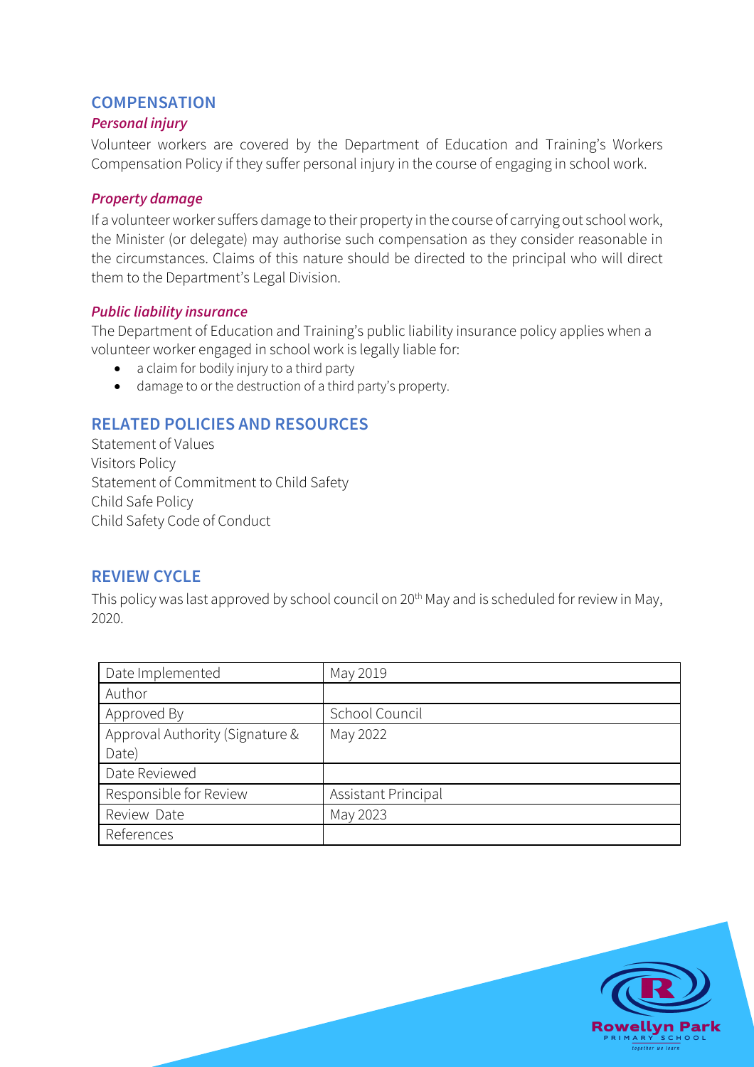## COMPENSATION

### *Personal injury*

Volunteer workers are covered by the Department of Education and Training's Workers Compensation Policy if they suffer personal injury in the course of engaging in school work.

### *Property damage*

If a volunteer worker suffers damage to their property in the course of carrying out school work, the Minister (or delegate) may authorise such compensation as they consider reasonable in the circumstances. Claims of this nature should be directed to the principal who will direct them to the Department's Legal Division.

### *Public liability insurance*

The Department of Education and Training's public liability insurance policy applies when a volunteer worker engaged in school work is legally liable for:

- a claim for bodily injury to a third party
- damage to or the destruction of a third party's property.

## RELATED POLICIES AND RESOURCES

Statement of Values
Visitors Policy
Statement of Commitment to Child Safety
Child Safe Policy
Child Safety Code of Conduct

## REVIEW CYCLE

This policy was last approved by school council on 20th May and is scheduled for review in May, 2020.

| | |
|---|---|
| Date Implemented | May 2019 |
| Author | |
| Approved By | School Council |
| Approval Authority (Signature & Date) | May 2022 |
| Date Reviewed | |
| Responsible for Review | Assistant Principal |
| Review Date | May 2023 |
| References | |

Rowellyn Park PRIMARY SCHOOL together we learn